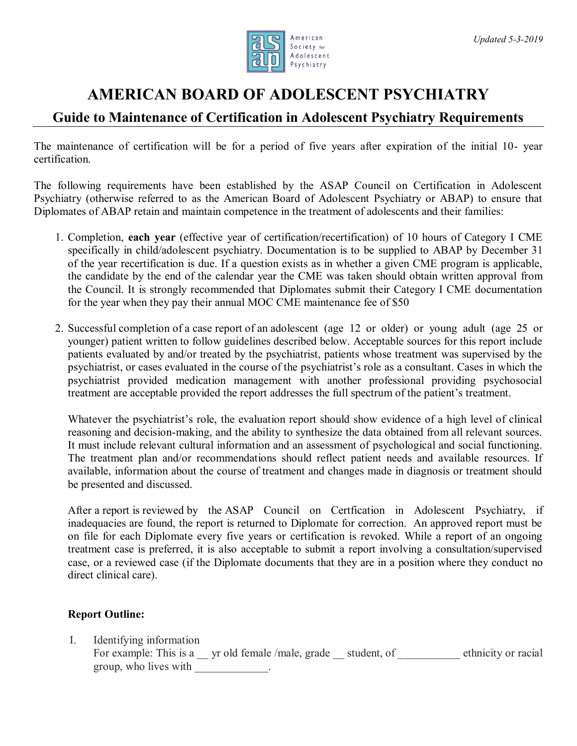*Updated 5-3-2019*

# AMERICAN BOARD OF ADOLESCENT PSYCHIATRY

## Guide to Maintenance of Certification in Adolescent Psychiatry Requirements

The maintenance of certification will be for a period of five years after expiration of the initial 10- year certification.

The following requirements have been established by the ASAP Council on Certification in Adolescent Psychiatry (otherwise referred to as the American Board of Adolescent Psychiatry or ABAP) to ensure that Diplomates of ABAP retain and maintain competence in the treatment of adolescents and their families:

1. Completion, **each year** (effective year of certification/recertification) of 10 hours of Category I CME specifically in child/adolescent psychiatry. Documentation is to be supplied to ABAP by December 31 of the year recertification is due. If a question exists as in whether a given CME program is applicable, the candidate by the end of the calendar year the CME was taken should obtain written approval from the Council. It is strongly recommended that Diplomates submit their Category I CME documentation for the year when they pay their annual MOC CME maintenance fee of $50

2. Successful completion of a case report of an adolescent (age 12 or older) or young adult (age 25 or younger) patient written to follow guidelines described below. Acceptable sources for this report include patients evaluated by and/or treated by the psychiatrist, patients whose treatment was supervised by the psychiatrist, or cases evaluated in the course of the psychiatrist's role as a consultant. Cases in which the psychiatrist provided medication management with another professional providing psychosocial treatment are acceptable provided the report addresses the full spectrum of the patient's treatment.

   Whatever the psychiatrist's role, the evaluation report should show evidence of a high level of clinical reasoning and decision-making, and the ability to synthesize the data obtained from all relevant sources. It must include relevant cultural information and an assessment of psychological and social functioning. The treatment plan and/or recommendations should reflect patient needs and available resources. If available, information about the course of treatment and changes made in diagnosis or treatment should be presented and discussed.

   After a report is reviewed by the ASAP Council on Certfication in Adolescent Psychiatry, if inadequacies are found, the report is returned to Diplomate for correction. An approved report must be on file for each Diplomate every five years or certification is revoked. While a report of an ongoing treatment case is preferred, it is also acceptable to submit a report involving a consultation/supervised case, or a reviewed case (if the Diplomate documents that they are in a position where they conduct no direct clinical care).

   **Report Outline:**

   I. Identifying information
   For example: This is a __ yr old female /male, grade __ student, of ___________ ethnicity or racial group, who lives with _____________.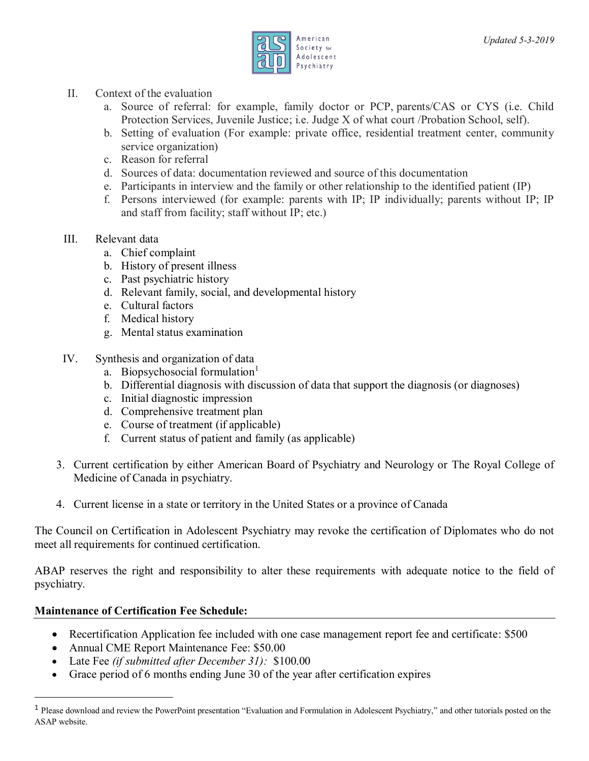II. Context of the evaluation
   a. Source of referral: for example, family doctor or PCP, parents/CAS or CYS (i.e. Child Protection Services, Juvenile Justice; i.e. Judge X of what court /Probation School, self).
   b. Setting of evaluation (For example: private office, residential treatment center, community service organization)
   c. Reason for referral
   d. Sources of data: documentation reviewed and source of this documentation
   e. Participants in interview and the family or other relationship to the identified patient (IP)
   f. Persons interviewed (for example: parents with IP; IP individually; parents without IP; IP and staff from facility; staff without IP; etc.)

III. Relevant data
   a. Chief complaint
   b. History of present illness
   c. Past psychiatric history
   d. Relevant family, social, and developmental history
   e. Cultural factors
   f. Medical history
   g. Mental status examination

IV. Synthesis and organization of data
   a. Biopsychosocial formulation[1]
   b. Differential diagnosis with discussion of data that support the diagnosis (or diagnoses)
   c. Initial diagnostic impression
   d. Comprehensive treatment plan
   e. Course of treatment (if applicable)
   f. Current status of patient and family (as applicable)

3. Current certification by either American Board of Psychiatry and Neurology or The Royal College of Medicine of Canada in psychiatry.

4. Current license in a state or territory in the United States or a province of Canada

The Council on Certification in Adolescent Psychiatry may revoke the certification of Diplomates who do not meet all requirements for continued certification.

ABAP reserves the right and responsibility to alter these requirements with adequate notice to the field of psychiatry.

**Maintenance of Certification Fee Schedule:**

- Recertification Application fee included with one case management report fee and certificate: $500
- Annual CME Report Maintenance Fee: $50.00
- Late Fee *(if submitted after December 31):* $100.00
- Grace period of 6 months ending June 30 of the year after certification expires

[1] Please download and review the PowerPoint presentation "Evaluation and Formulation in Adolescent Psychiatry," and other tutorials posted on the ASAP website.